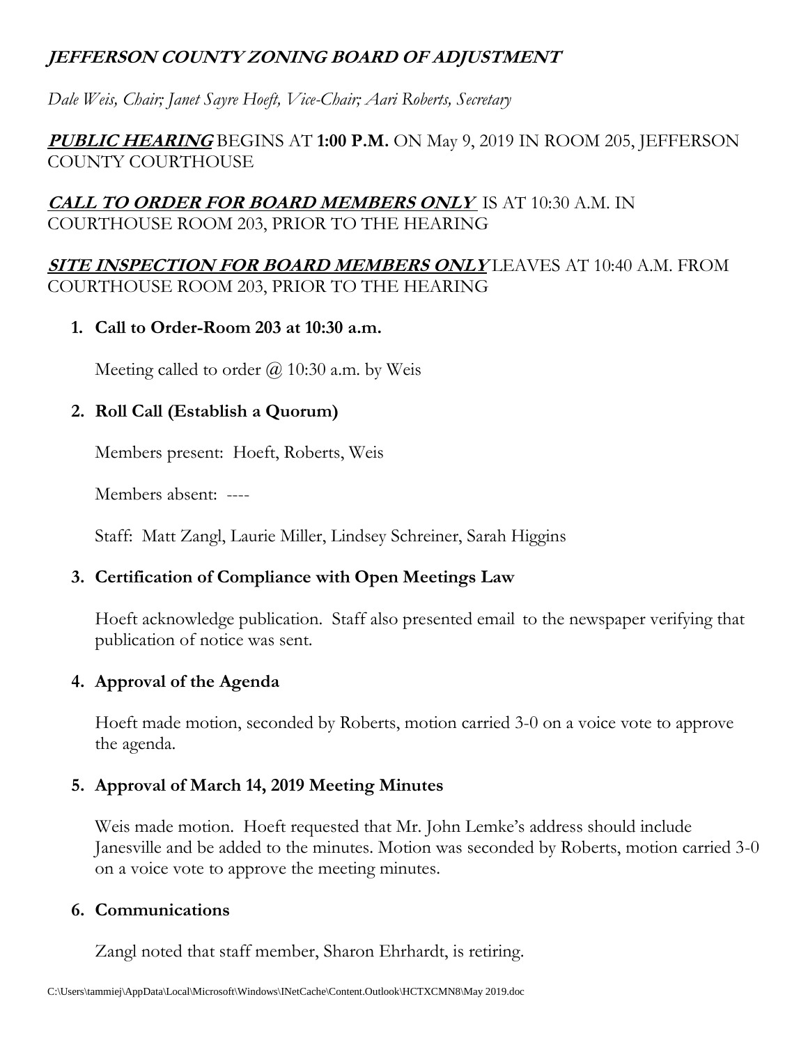# ***JEFFERSON COUNTY ZONING BOARD OF ADJUSTMENT***

*Dale Weis, Chair; Janet Sayre Hoeft, Vice-Chair; Aari Roberts, Secretary*

***PUBLIC HEARING*** BEGINS AT **1:00 P.M.** ON May 9, 2019 IN ROOM 205, JEFFERSON COUNTY COURTHOUSE

***CALL TO ORDER FOR BOARD MEMBERS ONLY*** IS AT 10:30 A.M. IN COURTHOUSE ROOM 203, PRIOR TO THE HEARING

***SITE INSPECTION FOR BOARD MEMBERS ONLY*** LEAVES AT 10:40 A.M. FROM COURTHOUSE ROOM 203, PRIOR TO THE HEARING

1. **Call to Order-Room 203 at 10:30 a.m.**

   Meeting called to order @ 10:30 a.m. by Weis

2. **Roll Call (Establish a Quorum)**

   Members present: Hoeft, Roberts, Weis

   Members absent: ----

   Staff: Matt Zangl, Laurie Miller, Lindsey Schreiner, Sarah Higgins

3. **Certification of Compliance with Open Meetings Law**

   Hoeft acknowledge publication. Staff also presented email to the newspaper verifying that publication of notice was sent.

4. **Approval of the Agenda**

   Hoeft made motion, seconded by Roberts, motion carried 3-0 on a voice vote to approve the agenda.

5. **Approval of March 14, 2019 Meeting Minutes**

   Weis made motion. Hoeft requested that Mr. John Lemke's address should include Janesville and be added to the minutes. Motion was seconded by Roberts, motion carried 3-0 on a voice vote to approve the meeting minutes.

6. **Communications**

   Zangl noted that staff member, Sharon Ehrhardt, is retiring.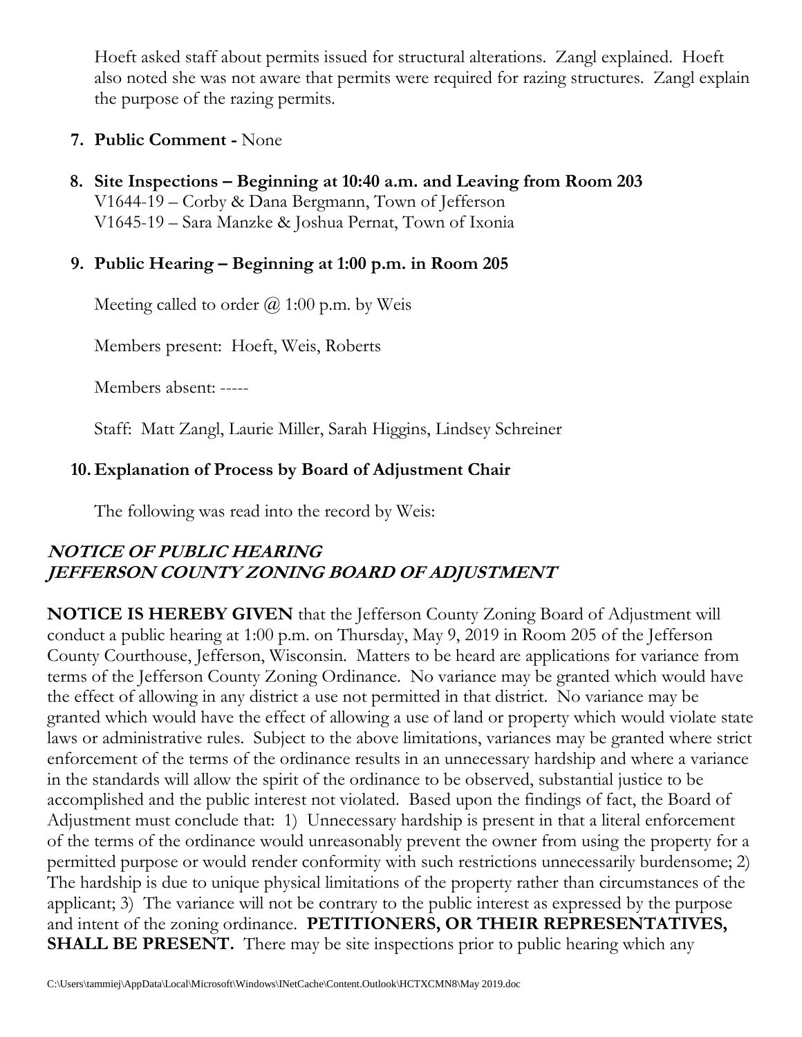Hoeft asked staff about permits issued for structural alterations. Zangl explained. Hoeft also noted she was not aware that permits were required for razing structures. Zangl explain the purpose of the razing permits.

7. **Public Comment -** None

8. **Site Inspections – Beginning at 10:40 a.m. and Leaving from Room 203**
   V1644-19 – Corby & Dana Bergmann, Town of Jefferson
   V1645-19 – Sara Manzke & Joshua Pernat, Town of Ixonia

9. **Public Hearing – Beginning at 1:00 p.m. in Room 205**

   Meeting called to order @ 1:00 p.m. by Weis

   Members present: Hoeft, Weis, Roberts

   Members absent: -----

   Staff: Matt Zangl, Laurie Miller, Sarah Higgins, Lindsey Schreiner

10. **Explanation of Process by Board of Adjustment Chair**

    The following was read into the record by Weis:

***NOTICE OF PUBLIC HEARING***
***JEFFERSON COUNTY ZONING BOARD OF ADJUSTMENT***

**NOTICE IS HEREBY GIVEN** that the Jefferson County Zoning Board of Adjustment will conduct a public hearing at 1:00 p.m. on Thursday, May 9, 2019 in Room 205 of the Jefferson County Courthouse, Jefferson, Wisconsin. Matters to be heard are applications for variance from terms of the Jefferson County Zoning Ordinance. No variance may be granted which would have the effect of allowing in any district a use not permitted in that district. No variance may be granted which would have the effect of allowing a use of land or property which would violate state laws or administrative rules. Subject to the above limitations, variances may be granted where strict enforcement of the terms of the ordinance results in an unnecessary hardship and where a variance in the standards will allow the spirit of the ordinance to be observed, substantial justice to be accomplished and the public interest not violated. Based upon the findings of fact, the Board of Adjustment must conclude that: 1) Unnecessary hardship is present in that a literal enforcement of the terms of the ordinance would unreasonably prevent the owner from using the property for a permitted purpose or would render conformity with such restrictions unnecessarily burdensome; 2) The hardship is due to unique physical limitations of the property rather than circumstances of the applicant; 3) The variance will not be contrary to the public interest as expressed by the purpose and intent of the zoning ordinance. **PETITIONERS, OR THEIR REPRESENTATIVES, SHALL BE PRESENT.** There may be site inspections prior to public hearing which any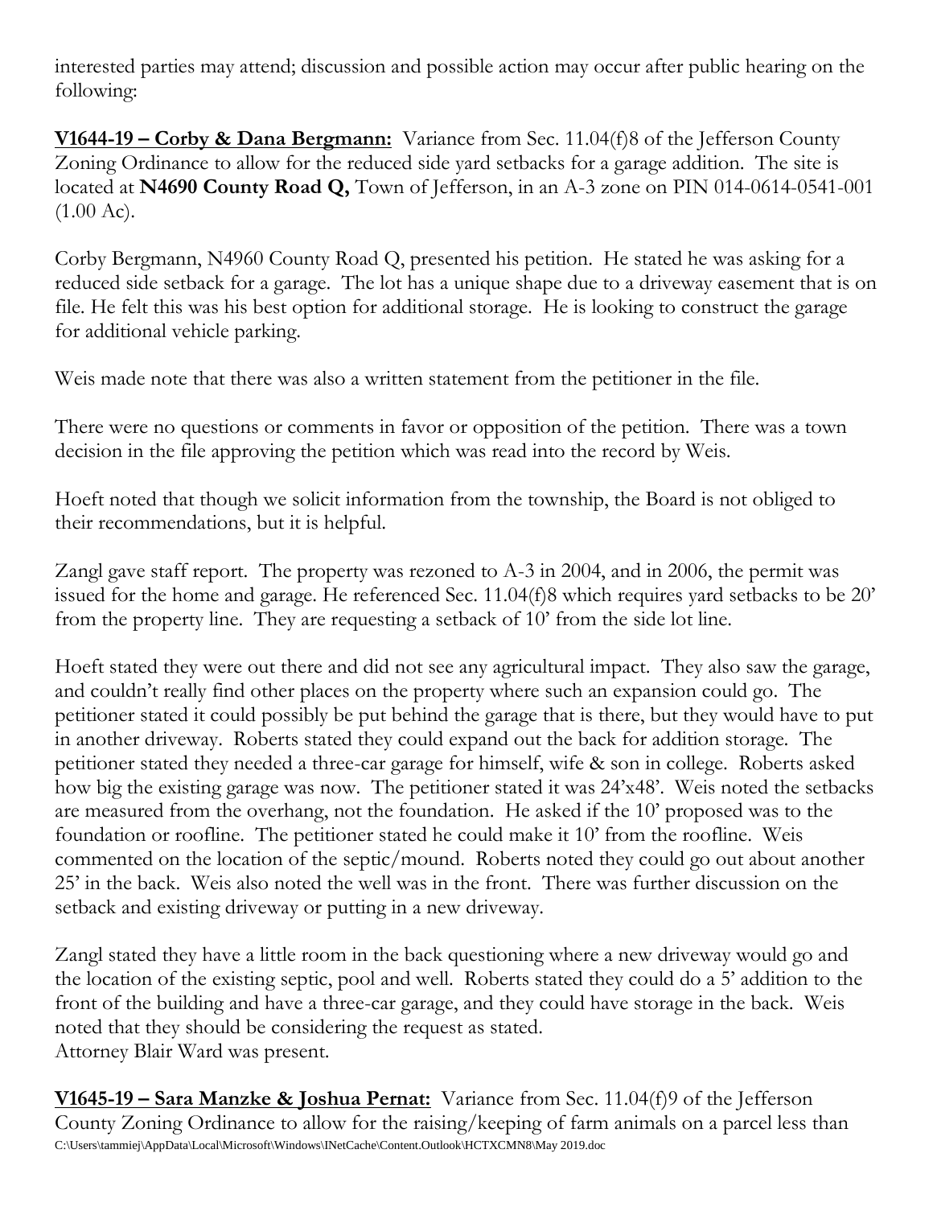interested parties may attend; discussion and possible action may occur after public hearing on the following:

**V1644-19 – Corby & Dana Bergmann:** Variance from Sec. 11.04(f)8 of the Jefferson County Zoning Ordinance to allow for the reduced side yard setbacks for a garage addition. The site is located at **N4690 County Road Q,** Town of Jefferson, in an A-3 zone on PIN 014-0614-0541-001 (1.00 Ac).

Corby Bergmann, N4960 County Road Q, presented his petition. He stated he was asking for a reduced side setback for a garage. The lot has a unique shape due to a driveway easement that is on file. He felt this was his best option for additional storage. He is looking to construct the garage for additional vehicle parking.

Weis made note that there was also a written statement from the petitioner in the file.

There were no questions or comments in favor or opposition of the petition. There was a town decision in the file approving the petition which was read into the record by Weis.

Hoeft noted that though we solicit information from the township, the Board is not obliged to their recommendations, but it is helpful.

Zangl gave staff report. The property was rezoned to A-3 in 2004, and in 2006, the permit was issued for the home and garage. He referenced Sec. 11.04(f)8 which requires yard setbacks to be 20' from the property line. They are requesting a setback of 10' from the side lot line.

Hoeft stated they were out there and did not see any agricultural impact. They also saw the garage, and couldn't really find other places on the property where such an expansion could go. The petitioner stated it could possibly be put behind the garage that is there, but they would have to put in another driveway. Roberts stated they could expand out the back for addition storage. The petitioner stated they needed a three-car garage for himself, wife & son in college. Roberts asked how big the existing garage was now. The petitioner stated it was 24'x48'. Weis noted the setbacks are measured from the overhang, not the foundation. He asked if the 10' proposed was to the foundation or roofline. The petitioner stated he could make it 10' from the roofline. Weis commented on the location of the septic/mound. Roberts noted they could go out about another 25' in the back. Weis also noted the well was in the front. There was further discussion on the setback and existing driveway or putting in a new driveway.

Zangl stated they have a little room in the back questioning where a new driveway would go and the location of the existing septic, pool and well. Roberts stated they could do a 5' addition to the front of the building and have a three-car garage, and they could have storage in the back. Weis noted that they should be considering the request as stated.
Attorney Blair Ward was present.

**V1645-19 – Sara Manzke & Joshua Pernat:** Variance from Sec. 11.04(f)9 of the Jefferson County Zoning Ordinance to allow for the raising/keeping of farm animals on a parcel less than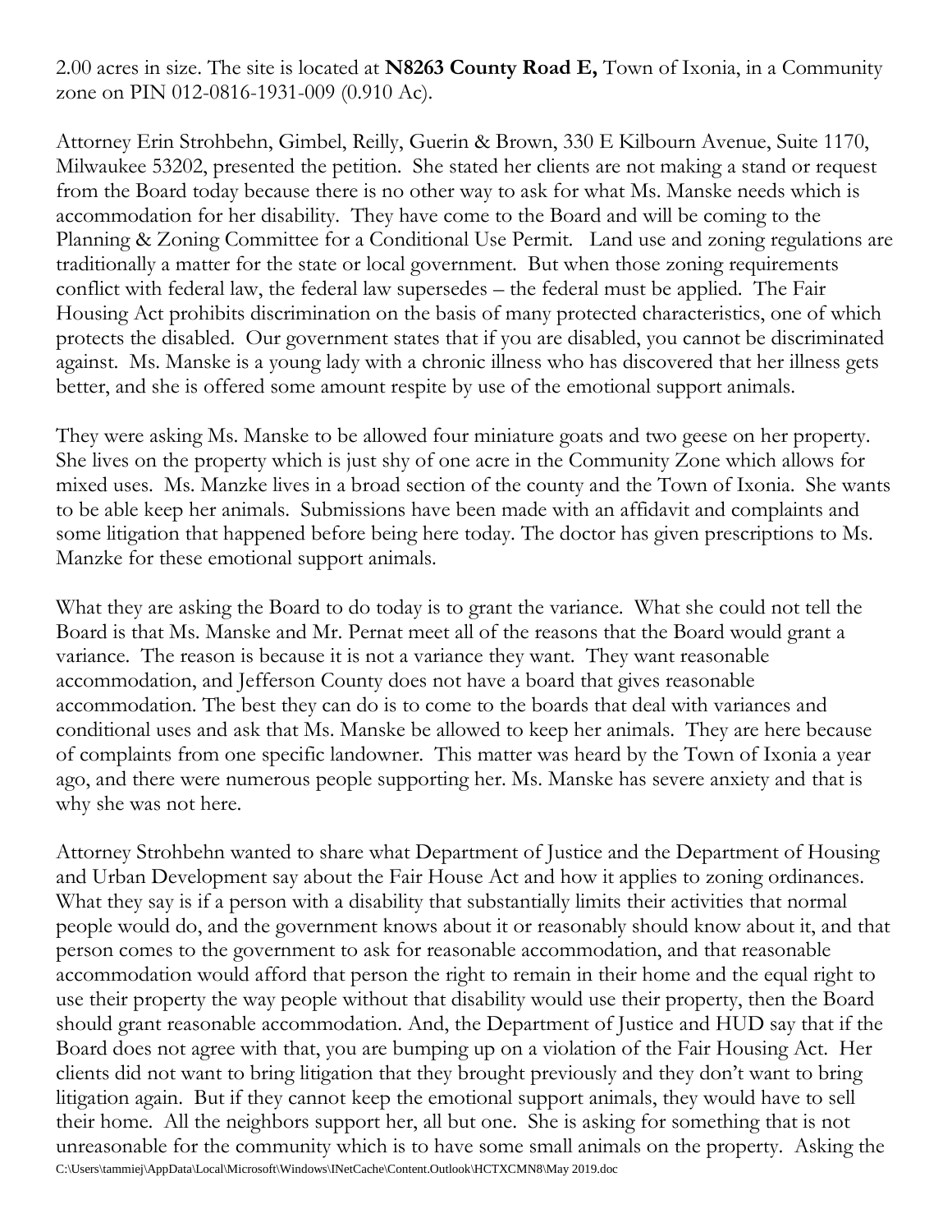2.00 acres in size. The site is located at **N8263 County Road E,** Town of Ixonia, in a Community zone on PIN 012-0816-1931-009 (0.910 Ac).

Attorney Erin Strohbehn, Gimbel, Reilly, Guerin & Brown, 330 E Kilbourn Avenue, Suite 1170, Milwaukee 53202, presented the petition. She stated her clients are not making a stand or request from the Board today because there is no other way to ask for what Ms. Manske needs which is accommodation for her disability. They have come to the Board and will be coming to the Planning & Zoning Committee for a Conditional Use Permit. Land use and zoning regulations are traditionally a matter for the state or local government. But when those zoning requirements conflict with federal law, the federal law supersedes – the federal must be applied. The Fair Housing Act prohibits discrimination on the basis of many protected characteristics, one of which protects the disabled. Our government states that if you are disabled, you cannot be discriminated against. Ms. Manske is a young lady with a chronic illness who has discovered that her illness gets better, and she is offered some amount respite by use of the emotional support animals.

They were asking Ms. Manske to be allowed four miniature goats and two geese on her property. She lives on the property which is just shy of one acre in the Community Zone which allows for mixed uses. Ms. Manzke lives in a broad section of the county and the Town of Ixonia. She wants to be able keep her animals. Submissions have been made with an affidavit and complaints and some litigation that happened before being here today. The doctor has given prescriptions to Ms. Manzke for these emotional support animals.

What they are asking the Board to do today is to grant the variance. What she could not tell the Board is that Ms. Manske and Mr. Pernat meet all of the reasons that the Board would grant a variance. The reason is because it is not a variance they want. They want reasonable accommodation, and Jefferson County does not have a board that gives reasonable accommodation. The best they can do is to come to the boards that deal with variances and conditional uses and ask that Ms. Manske be allowed to keep her animals. They are here because of complaints from one specific landowner. This matter was heard by the Town of Ixonia a year ago, and there were numerous people supporting her. Ms. Manske has severe anxiety and that is why she was not here.

Attorney Strohbehn wanted to share what Department of Justice and the Department of Housing and Urban Development say about the Fair House Act and how it applies to zoning ordinances. What they say is if a person with a disability that substantially limits their activities that normal people would do, and the government knows about it or reasonably should know about it, and that person comes to the government to ask for reasonable accommodation, and that reasonable accommodation would afford that person the right to remain in their home and the equal right to use their property the way people without that disability would use their property, then the Board should grant reasonable accommodation. And, the Department of Justice and HUD say that if the Board does not agree with that, you are bumping up on a violation of the Fair Housing Act. Her clients did not want to bring litigation that they brought previously and they don't want to bring litigation again. But if they cannot keep the emotional support animals, they would have to sell their home. All the neighbors support her, all but one. She is asking for something that is not unreasonable for the community which is to have some small animals on the property. Asking the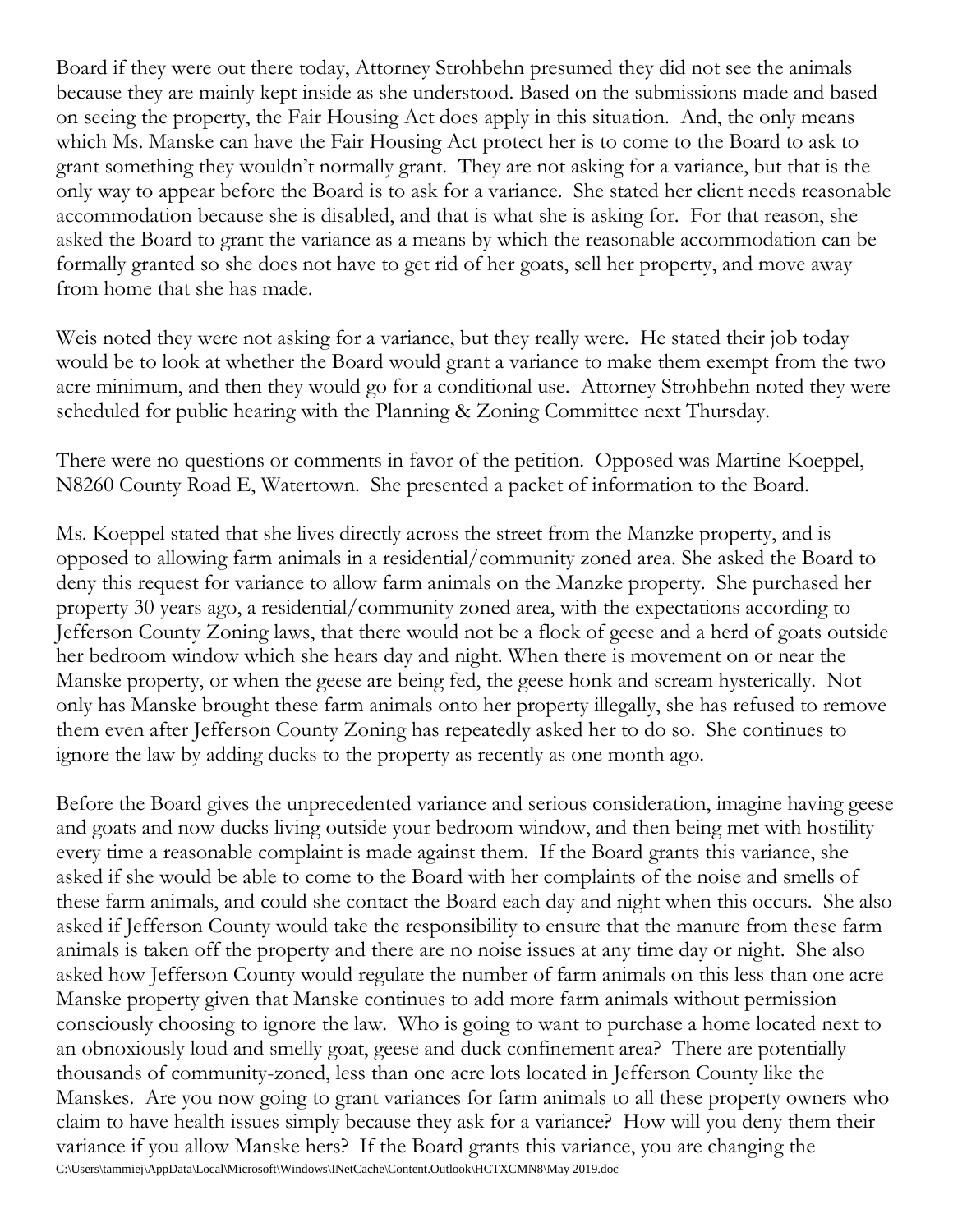Board if they were out there today, Attorney Strohbehn presumed they did not see the animals because they are mainly kept inside as she understood. Based on the submissions made and based on seeing the property, the Fair Housing Act does apply in this situation. And, the only means which Ms. Manske can have the Fair Housing Act protect her is to come to the Board to ask to grant something they wouldn't normally grant. They are not asking for a variance, but that is the only way to appear before the Board is to ask for a variance. She stated her client needs reasonable accommodation because she is disabled, and that is what she is asking for. For that reason, she asked the Board to grant the variance as a means by which the reasonable accommodation can be formally granted so she does not have to get rid of her goats, sell her property, and move away from home that she has made.

Weis noted they were not asking for a variance, but they really were. He stated their job today would be to look at whether the Board would grant a variance to make them exempt from the two acre minimum, and then they would go for a conditional use. Attorney Strohbehn noted they were scheduled for public hearing with the Planning & Zoning Committee next Thursday.

There were no questions or comments in favor of the petition. Opposed was Martine Koeppel, N8260 County Road E, Watertown. She presented a packet of information to the Board.

Ms. Koeppel stated that she lives directly across the street from the Manzke property, and is opposed to allowing farm animals in a residential/community zoned area. She asked the Board to deny this request for variance to allow farm animals on the Manzke property. She purchased her property 30 years ago, a residential/community zoned area, with the expectations according to Jefferson County Zoning laws, that there would not be a flock of geese and a herd of goats outside her bedroom window which she hears day and night. When there is movement on or near the Manske property, or when the geese are being fed, the geese honk and scream hysterically. Not only has Manske brought these farm animals onto her property illegally, she has refused to remove them even after Jefferson County Zoning has repeatedly asked her to do so. She continues to ignore the law by adding ducks to the property as recently as one month ago.

Before the Board gives the unprecedented variance and serious consideration, imagine having geese and goats and now ducks living outside your bedroom window, and then being met with hostility every time a reasonable complaint is made against them. If the Board grants this variance, she asked if she would be able to come to the Board with her complaints of the noise and smells of these farm animals, and could she contact the Board each day and night when this occurs. She also asked if Jefferson County would take the responsibility to ensure that the manure from these farm animals is taken off the property and there are no noise issues at any time day or night. She also asked how Jefferson County would regulate the number of farm animals on this less than one acre Manske property given that Manske continues to add more farm animals without permission consciously choosing to ignore the law. Who is going to want to purchase a home located next to an obnoxiously loud and smelly goat, geese and duck confinement area? There are potentially thousands of community-zoned, less than one acre lots located in Jefferson County like the Manskes. Are you now going to grant variances for farm animals to all these property owners who claim to have health issues simply because they ask for a variance? How will you deny them their variance if you allow Manske hers? If the Board grants this variance, you are changing the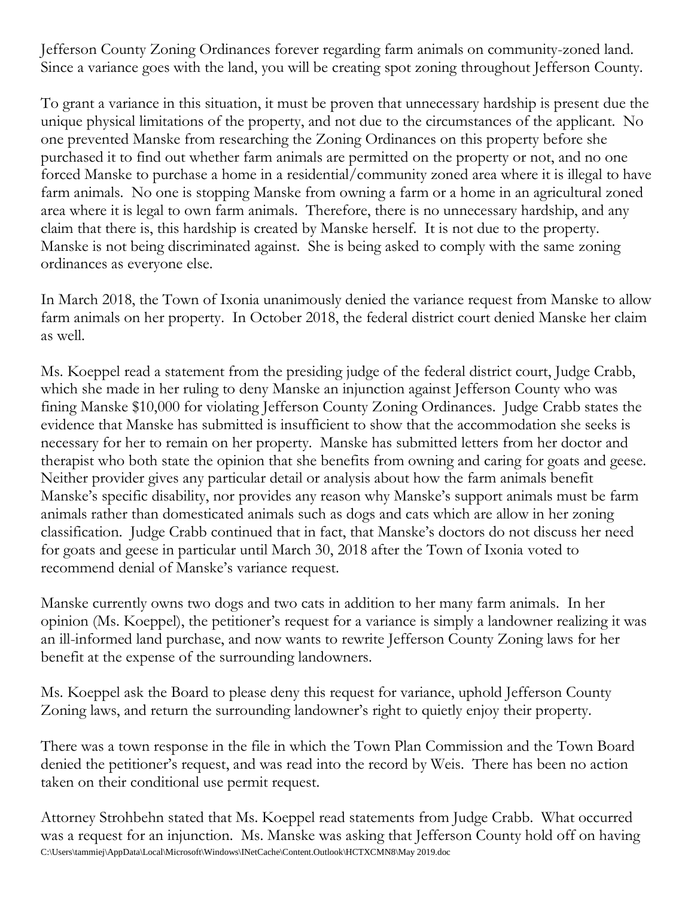Jefferson County Zoning Ordinances forever regarding farm animals on community-zoned land. Since a variance goes with the land, you will be creating spot zoning throughout Jefferson County.

To grant a variance in this situation, it must be proven that unnecessary hardship is present due the unique physical limitations of the property, and not due to the circumstances of the applicant. No one prevented Manske from researching the Zoning Ordinances on this property before she purchased it to find out whether farm animals are permitted on the property or not, and no one forced Manske to purchase a home in a residential/community zoned area where it is illegal to have farm animals. No one is stopping Manske from owning a farm or a home in an agricultural zoned area where it is legal to own farm animals. Therefore, there is no unnecessary hardship, and any claim that there is, this hardship is created by Manske herself. It is not due to the property. Manske is not being discriminated against. She is being asked to comply with the same zoning ordinances as everyone else.

In March 2018, the Town of Ixonia unanimously denied the variance request from Manske to allow farm animals on her property. In October 2018, the federal district court denied Manske her claim as well.

Ms. Koeppel read a statement from the presiding judge of the federal district court, Judge Crabb, which she made in her ruling to deny Manske an injunction against Jefferson County who was fining Manske $10,000 for violating Jefferson County Zoning Ordinances. Judge Crabb states the evidence that Manske has submitted is insufficient to show that the accommodation she seeks is necessary for her to remain on her property. Manske has submitted letters from her doctor and therapist who both state the opinion that she benefits from owning and caring for goats and geese. Neither provider gives any particular detail or analysis about how the farm animals benefit Manske's specific disability, nor provides any reason why Manske's support animals must be farm animals rather than domesticated animals such as dogs and cats which are allow in her zoning classification. Judge Crabb continued that in fact, that Manske's doctors do not discuss her need for goats and geese in particular until March 30, 2018 after the Town of Ixonia voted to recommend denial of Manske's variance request.

Manske currently owns two dogs and two cats in addition to her many farm animals. In her opinion (Ms. Koeppel), the petitioner's request for a variance is simply a landowner realizing it was an ill-informed land purchase, and now wants to rewrite Jefferson County Zoning laws for her benefit at the expense of the surrounding landowners.

Ms. Koeppel ask the Board to please deny this request for variance, uphold Jefferson County Zoning laws, and return the surrounding landowner's right to quietly enjoy their property.

There was a town response in the file in which the Town Plan Commission and the Town Board denied the petitioner's request, and was read into the record by Weis. There has been no action taken on their conditional use permit request.

Attorney Strohbehn stated that Ms. Koeppel read statements from Judge Crabb. What occurred was a request for an injunction. Ms. Manske was asking that Jefferson County hold off on having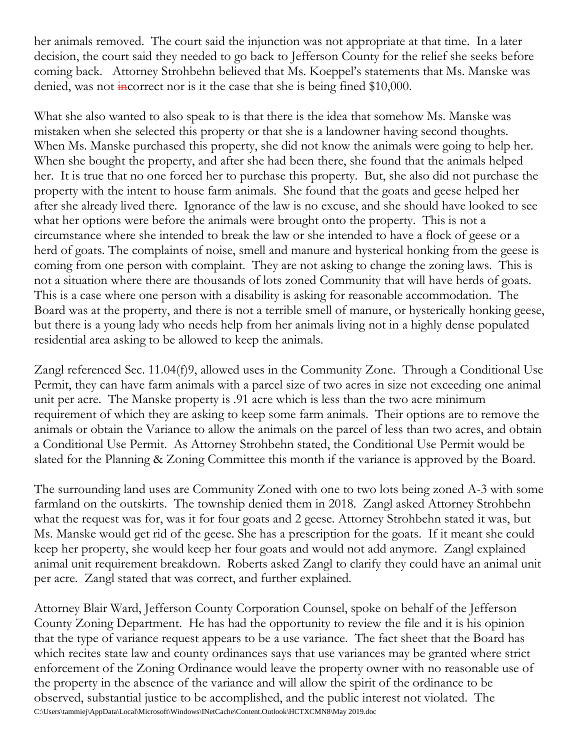her animals removed. The court said the injunction was not appropriate at that time. In a later decision, the court said they needed to go back to Jefferson County for the relief she seeks before coming back. Attorney Strohbehn believed that Ms. Koeppel's statements that Ms. Manske was denied, was not ~~in~~correct nor is it the case that she is being fined $10,000.

What she also wanted to also speak to is that there is the idea that somehow Ms. Manske was mistaken when she selected this property or that she is a landowner having second thoughts. When Ms. Manske purchased this property, she did not know the animals were going to help her. When she bought the property, and after she had been there, she found that the animals helped her. It is true that no one forced her to purchase this property. But, she also did not purchase the property with the intent to house farm animals. She found that the goats and geese helped her after she already lived there. Ignorance of the law is no excuse, and she should have looked to see what her options were before the animals were brought onto the property. This is not a circumstance where she intended to break the law or she intended to have a flock of geese or a herd of goats. The complaints of noise, smell and manure and hysterical honking from the geese is coming from one person with complaint. They are not asking to change the zoning laws. This is not a situation where there are thousands of lots zoned Community that will have herds of goats. This is a case where one person with a disability is asking for reasonable accommodation. The Board was at the property, and there is not a terrible smell of manure, or hysterically honking geese, but there is a young lady who needs help from her animals living not in a highly dense populated residential area asking to be allowed to keep the animals.

Zangl referenced Sec. 11.04(f)9, allowed uses in the Community Zone. Through a Conditional Use Permit, they can have farm animals with a parcel size of two acres in size not exceeding one animal unit per acre. The Manske property is .91 acre which is less than the two acre minimum requirement of which they are asking to keep some farm animals. Their options are to remove the animals or obtain the Variance to allow the animals on the parcel of less than two acres, and obtain a Conditional Use Permit. As Attorney Strohbehn stated, the Conditional Use Permit would be slated for the Planning & Zoning Committee this month if the variance is approved by the Board.

The surrounding land uses are Community Zoned with one to two lots being zoned A-3 with some farmland on the outskirts. The township denied them in 2018. Zangl asked Attorney Strohbehn what the request was for, was it for four goats and 2 geese. Attorney Strohbehn stated it was, but Ms. Manske would get rid of the geese. She has a prescription for the goats. If it meant she could keep her property, she would keep her four goats and would not add anymore. Zangl explained animal unit requirement breakdown. Roberts asked Zangl to clarify they could have an animal unit per acre. Zangl stated that was correct, and further explained.

Attorney Blair Ward, Jefferson County Corporation Counsel, spoke on behalf of the Jefferson County Zoning Department. He has had the opportunity to review the file and it is his opinion that the type of variance request appears to be a use variance. The fact sheet that the Board has which recites state law and county ordinances says that use variances may be granted where strict enforcement of the Zoning Ordinance would leave the property owner with no reasonable use of the property in the absence of the variance and will allow the spirit of the ordinance to be observed, substantial justice to be accomplished, and the public interest not violated. The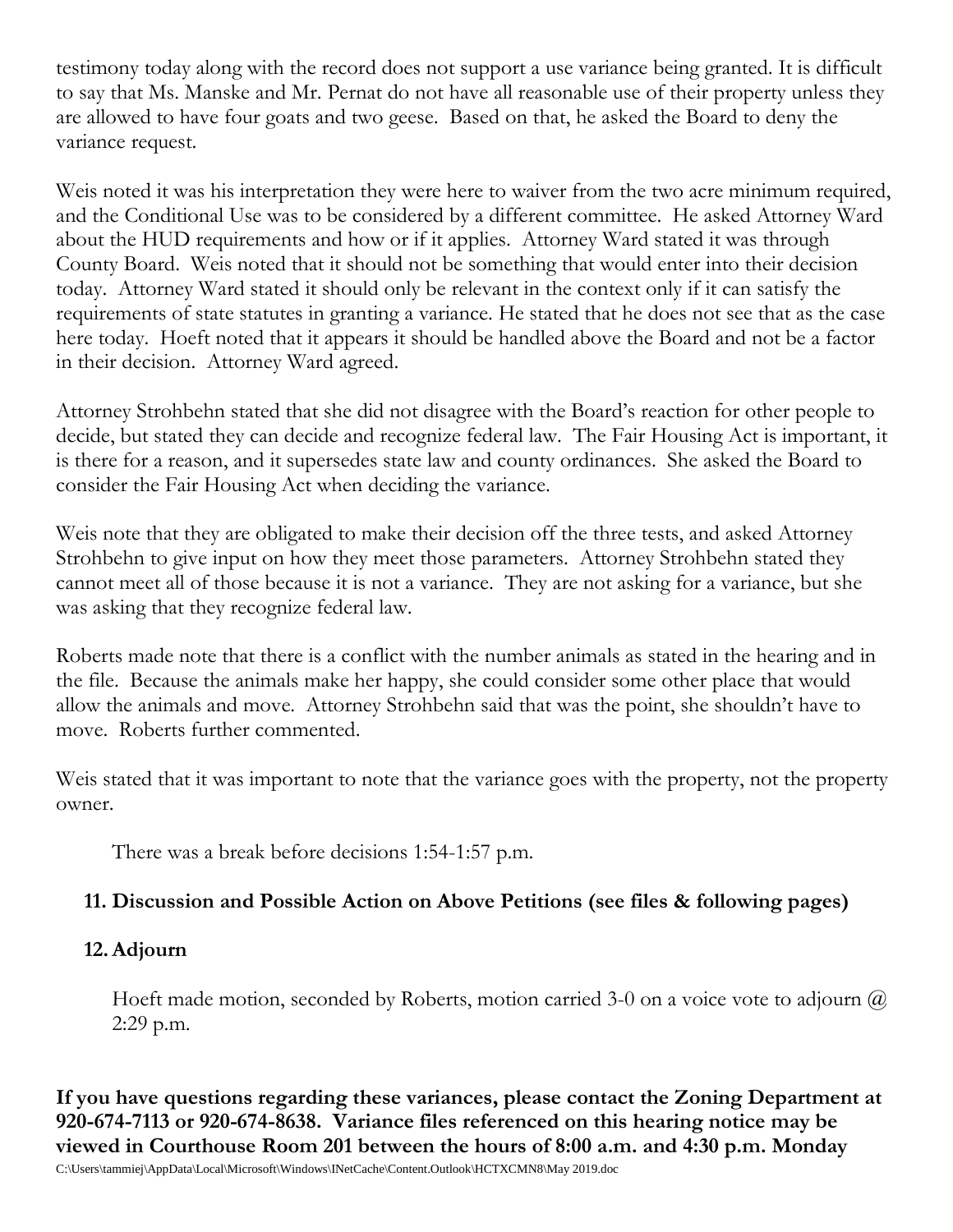testimony today along with the record does not support a use variance being granted. It is difficult to say that Ms. Manske and Mr. Pernat do not have all reasonable use of their property unless they are allowed to have four goats and two geese. Based on that, he asked the Board to deny the variance request.

Weis noted it was his interpretation they were here to waiver from the two acre minimum required, and the Conditional Use was to be considered by a different committee. He asked Attorney Ward about the HUD requirements and how or if it applies. Attorney Ward stated it was through County Board. Weis noted that it should not be something that would enter into their decision today. Attorney Ward stated it should only be relevant in the context only if it can satisfy the requirements of state statutes in granting a variance. He stated that he does not see that as the case here today. Hoeft noted that it appears it should be handled above the Board and not be a factor in their decision. Attorney Ward agreed.

Attorney Strohbehn stated that she did not disagree with the Board's reaction for other people to decide, but stated they can decide and recognize federal law. The Fair Housing Act is important, it is there for a reason, and it supersedes state law and county ordinances. She asked the Board to consider the Fair Housing Act when deciding the variance.

Weis note that they are obligated to make their decision off the three tests, and asked Attorney Strohbehn to give input on how they meet those parameters. Attorney Strohbehn stated they cannot meet all of those because it is not a variance. They are not asking for a variance, but she was asking that they recognize federal law.

Roberts made note that there is a conflict with the number animals as stated in the hearing and in the file. Because the animals make her happy, she could consider some other place that would allow the animals and move. Attorney Strohbehn said that was the point, she shouldn't have to move. Roberts further commented.

Weis stated that it was important to note that the variance goes with the property, not the property owner.

There was a break before decisions 1:54-1:57 p.m.

**11. Discussion and Possible Action on Above Petitions (see files & following pages)**

**12. Adjourn**

Hoeft made motion, seconded by Roberts, motion carried 3-0 on a voice vote to adjourn @ 2:29 p.m.

**If you have questions regarding these variances, please contact the Zoning Department at 920-674-7113 or 920-674-8638. Variance files referenced on this hearing notice may be viewed in Courthouse Room 201 between the hours of 8:00 a.m. and 4:30 p.m. Monday**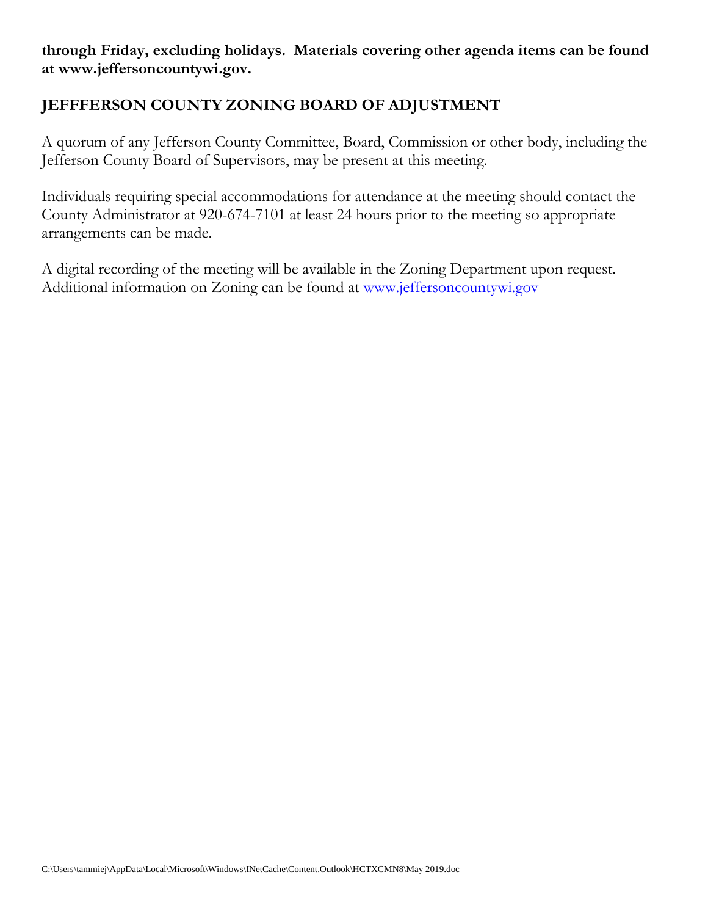**through Friday, excluding holidays. Materials covering other agenda items can be found at www.jeffersoncountywi.gov.**

## JEFFFERSON COUNTY ZONING BOARD OF ADJUSTMENT

A quorum of any Jefferson County Committee, Board, Commission or other body, including the Jefferson County Board of Supervisors, may be present at this meeting.

Individuals requiring special accommodations for attendance at the meeting should contact the County Administrator at 920-674-7101 at least 24 hours prior to the meeting so appropriate arrangements can be made.

A digital recording of the meeting will be available in the Zoning Department upon request. Additional information on Zoning can be found at www.jeffersoncountywi.gov

C:\Users\tammiej\AppData\Local\Microsoft\Windows\INetCache\Content.Outlook\HCTXCMN8\May 2019.doc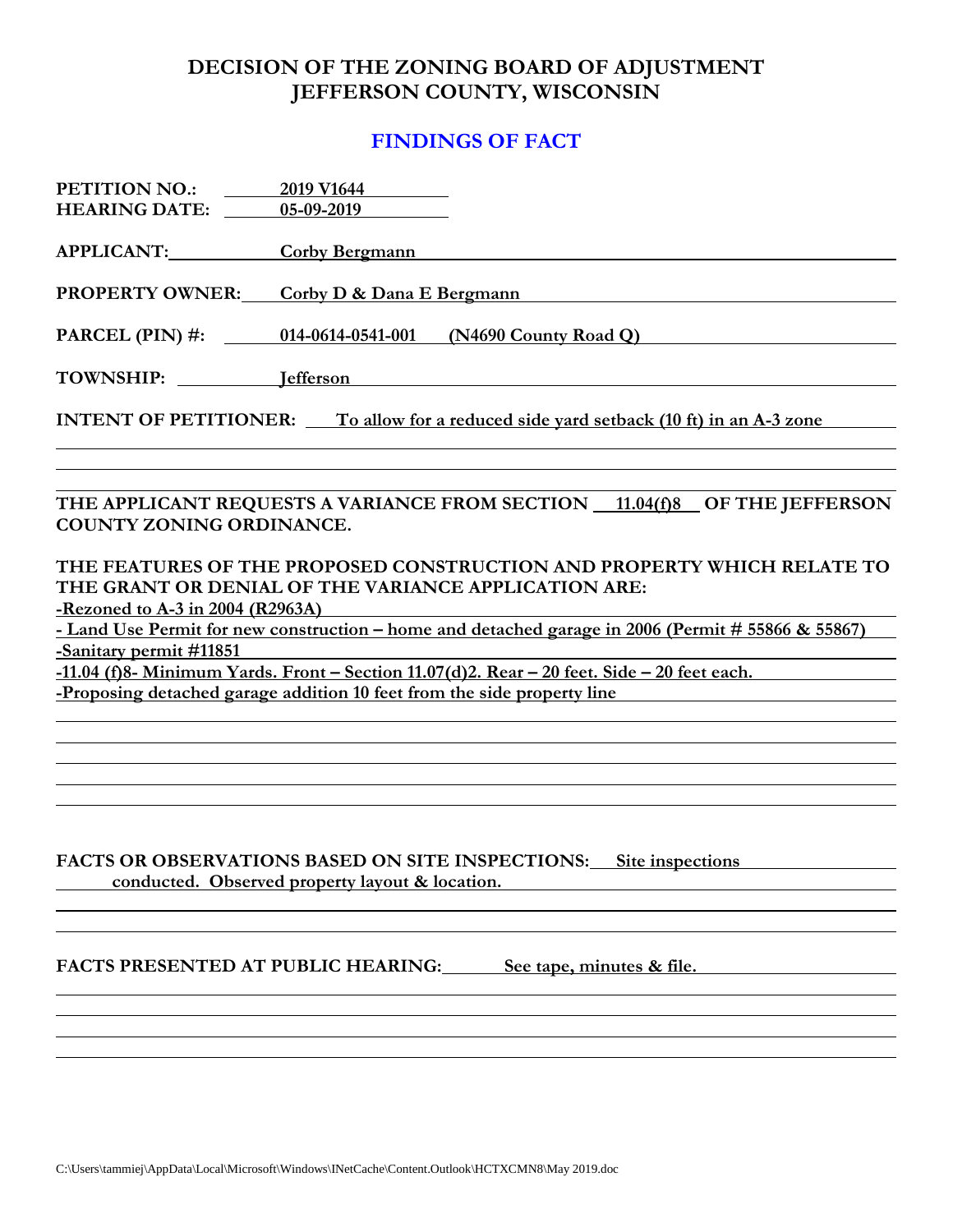# DECISION OF THE ZONING BOARD OF ADJUSTMENT
# JEFFERSON COUNTY, WISCONSIN

## FINDINGS OF FACT

**PETITION NO.:** 2019 V1644
**HEARING DATE:** 05-09-2019

**APPLICANT:** Corby Bergmann

**PROPERTY OWNER:** Corby D & Dana E Bergmann

**PARCEL (PIN) #:** 014-0614-0541-001 (N4690 County Road Q)

**TOWNSHIP:** Jefferson

**INTENT OF PETITIONER:** To allow for a reduced side yard setback (10 ft) in an A-3 zone

**THE APPLICANT REQUESTS A VARIANCE FROM SECTION 11.04(f)8 OF THE JEFFERSON COUNTY ZONING ORDINANCE.**

**THE FEATURES OF THE PROPOSED CONSTRUCTION AND PROPERTY WHICH RELATE TO THE GRANT OR DENIAL OF THE VARIANCE APPLICATION ARE:**

-Rezoned to A-3 in 2004 (R2963A)
- Land Use Permit for new construction – home and detached garage in 2006 (Permit # 55866 & 55867)
-Sanitary permit #11851
-11.04 (f)8- Minimum Yards. Front – Section 11.07(d)2. Rear – 20 feet. Side – 20 feet each.
-Proposing detached garage addition 10 feet from the side property line

**FACTS OR OBSERVATIONS BASED ON SITE INSPECTIONS:** Site inspections conducted. Observed property layout & location.

**FACTS PRESENTED AT PUBLIC HEARING:** See tape, minutes & file.

C:\Users\tammiej\AppData\Local\Microsoft\Windows\INetCache\Content.Outlook\HCTXCMN8\May 2019.doc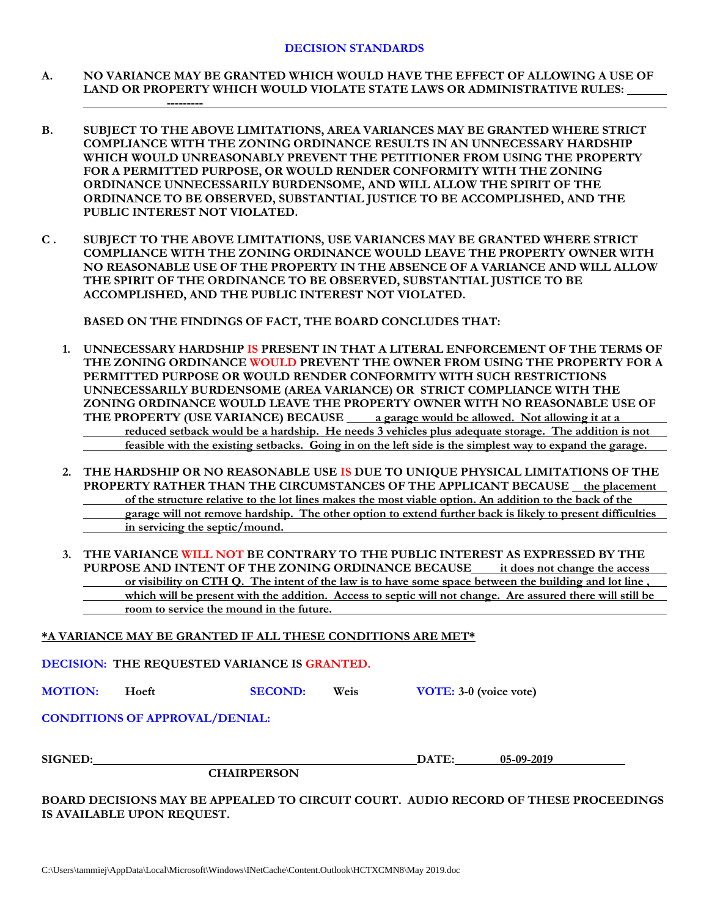## DECISION STANDARDS

**A. NO VARIANCE MAY BE GRANTED WHICH WOULD HAVE THE EFFECT OF ALLOWING A USE OF LAND OR PROPERTY WHICH WOULD VIOLATE STATE LAWS OR ADMINISTRATIVE RULES:** ---------

**B. SUBJECT TO THE ABOVE LIMITATIONS, AREA VARIANCES MAY BE GRANTED WHERE STRICT COMPLIANCE WITH THE ZONING ORDINANCE RESULTS IN AN UNNECESSARY HARDSHIP WHICH WOULD UNREASONABLY PREVENT THE PETITIONER FROM USING THE PROPERTY FOR A PERMITTED PURPOSE, OR WOULD RENDER CONFORMITY WITH THE ZONING ORDINANCE UNNECESSARILY BURDENSOME, AND WILL ALLOW THE SPIRIT OF THE ORDINANCE TO BE OBSERVED, SUBSTANTIAL JUSTICE TO BE ACCOMPLISHED, AND THE PUBLIC INTEREST NOT VIOLATED.**

**C. SUBJECT TO THE ABOVE LIMITATIONS, USE VARIANCES MAY BE GRANTED WHERE STRICT COMPLIANCE WITH THE ZONING ORDINANCE WOULD LEAVE THE PROPERTY OWNER WITH NO REASONABLE USE OF THE PROPERTY IN THE ABSENCE OF A VARIANCE AND WILL ALLOW THE SPIRIT OF THE ORDINANCE TO BE OBSERVED, SUBSTANTIAL JUSTICE TO BE ACCOMPLISHED, AND THE PUBLIC INTEREST NOT VIOLATED.**

**BASED ON THE FINDINGS OF FACT, THE BOARD CONCLUDES THAT:**

1. **UNNECESSARY HARDSHIP IS PRESENT IN THAT A LITERAL ENFORCEMENT OF THE TERMS OF THE ZONING ORDINANCE WOULD PREVENT THE OWNER FROM USING THE PROPERTY FOR A PERMITTED PURPOSE OR WOULD RENDER CONFORMITY WITH SUCH RESTRICTIONS UNNECESSARILY BURDENSOME (AREA VARIANCE) OR STRICT COMPLIANCE WITH THE ZONING ORDINANCE WOULD LEAVE THE PROPERTY OWNER WITH NO REASONABLE USE OF THE PROPERTY (USE VARIANCE) BECAUSE** a garage would be allowed. Not allowing it at a reduced setback would be a hardship. He needs 3 vehicles plus adequate storage. The addition is not feasible with the existing setbacks. Going in on the left side is the simplest way to expand the garage.

2. **THE HARDSHIP OR NO REASONABLE USE IS DUE TO UNIQUE PHYSICAL LIMITATIONS OF THE PROPERTY RATHER THAN THE CIRCUMSTANCES OF THE APPLICANT BECAUSE** the placement of the structure relative to the lot lines makes the most viable option. An addition to the back of the garage will not remove hardship. The other option to extend further back is likely to present difficulties in servicing the septic/mound.

3. **THE VARIANCE WILL NOT BE CONTRARY TO THE PUBLIC INTEREST AS EXPRESSED BY THE PURPOSE AND INTENT OF THE ZONING ORDINANCE BECAUSE** it does not change the access or visibility on CTH Q. The intent of the law is to have some space between the building and lot line , which will be present with the addition. Access to septic will not change. Are assured there will still be room to service the mound in the future.

**\*A VARIANCE MAY BE GRANTED IF ALL THESE CONDITIONS ARE MET\***

**DECISION: THE REQUESTED VARIANCE IS GRANTED.**

**MOTION:** Hoeft **SECOND:** Weis **VOTE:** 3-0 (voice vote)

**CONDITIONS OF APPROVAL/DENIAL:**

**SIGNED:** ______________________ **DATE:** 05-09-2019
**CHAIRPERSON**

**BOARD DECISIONS MAY BE APPEALED TO CIRCUIT COURT. AUDIO RECORD OF THESE PROCEEDINGS IS AVAILABLE UPON REQUEST.**

C:\Users\tammiej\AppData\Local\Microsoft\Windows\INetCache\Content.Outlook\HCTXCMN8\May 2019.doc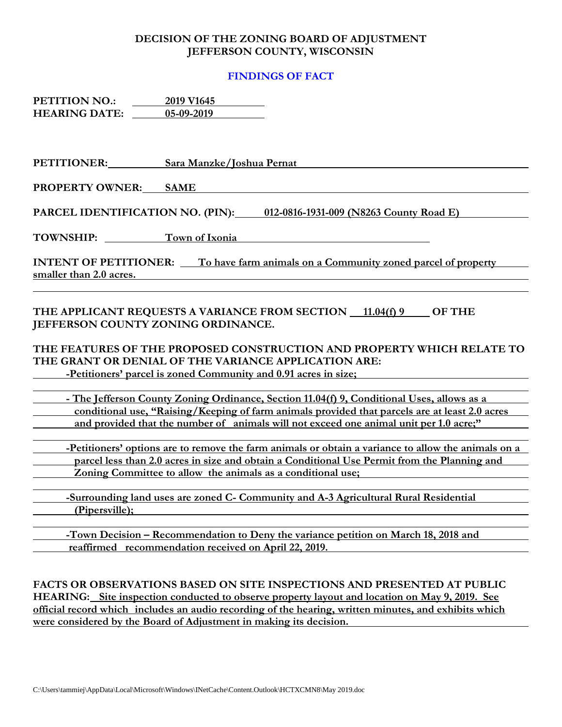# DECISION OF THE ZONING BOARD OF ADJUSTMENT
# JEFFERSON COUNTY, WISCONSIN

## FINDINGS OF FACT

**PETITION NO.:** 2019 V1645
**HEARING DATE:** 05-09-2019

**PETITIONER:** Sara Manzke/Joshua Pernat

**PROPERTY OWNER:** SAME

**PARCEL IDENTIFICATION NO. (PIN):** 012-0816-1931-009 (N8263 County Road E)

**TOWNSHIP:** Town of Ixonia

**INTENT OF PETITIONER:** To have farm animals on a Community zoned parcel of property smaller than 2.0 acres.

**THE APPLICANT REQUESTS A VARIANCE FROM SECTION 11.04(f) 9 OF THE JEFFERSON COUNTY ZONING ORDINANCE.**

**THE FEATURES OF THE PROPOSED CONSTRUCTION AND PROPERTY WHICH RELATE TO THE GRANT OR DENIAL OF THE VARIANCE APPLICATION ARE:**

- Petitioners' parcel is zoned Community and 0.91 acres in size;
- The Jefferson County Zoning Ordinance, Section 11.04(f) 9, Conditional Uses, allows as a conditional use, "Raising/Keeping of farm animals provided that parcels are at least 2.0 acres and provided that the number of animals will not exceed one animal unit per 1.0 acre;"
- Petitioners' options are to remove the farm animals or obtain a variance to allow the animals on a parcel less than 2.0 acres in size and obtain a Conditional Use Permit from the Planning and Zoning Committee to allow the animals as a conditional use;
- Surrounding land uses are zoned C- Community and A-3 Agricultural Rural Residential (Pipersville);
- Town Decision – Recommendation to Deny the variance petition on March 18, 2018 and reaffirmed recommendation received on April 22, 2019.

**FACTS OR OBSERVATIONS BASED ON SITE INSPECTIONS AND PRESENTED AT PUBLIC HEARING:** Site inspection conducted to observe property layout and location on May 9, 2019. See official record which includes an audio recording of the hearing, written minutes, and exhibits which were considered by the Board of Adjustment in making its decision.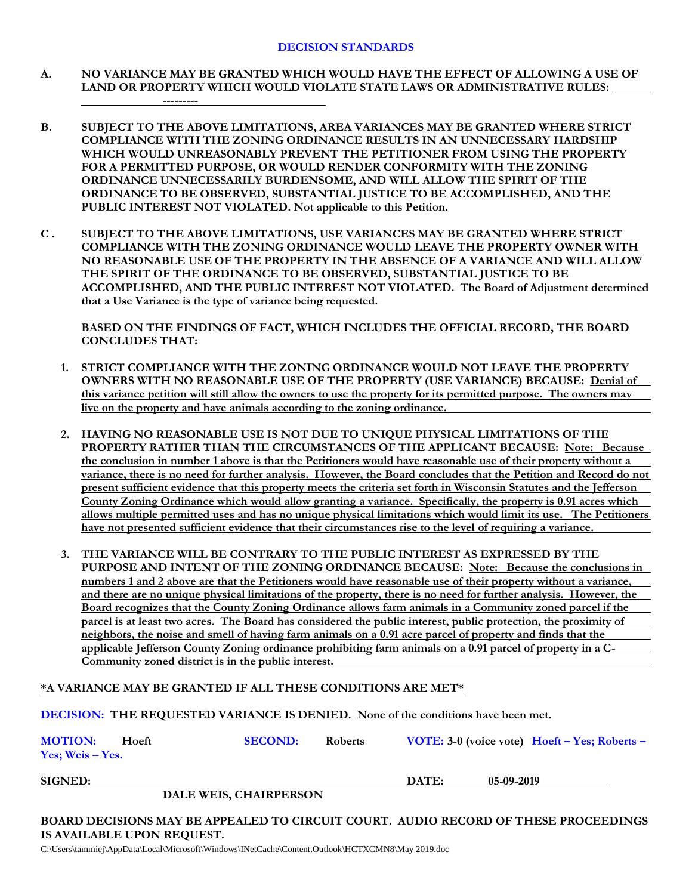## DECISION STANDARDS

**A. NO VARIANCE MAY BE GRANTED WHICH WOULD HAVE THE EFFECT OF ALLOWING A USE OF LAND OR PROPERTY WHICH WOULD VIOLATE STATE LAWS OR ADMINISTRATIVE RULES: ---------**

**B. SUBJECT TO THE ABOVE LIMITATIONS, AREA VARIANCES MAY BE GRANTED WHERE STRICT COMPLIANCE WITH THE ZONING ORDINANCE RESULTS IN AN UNNECESSARY HARDSHIP WHICH WOULD UNREASONABLY PREVENT THE PETITIONER FROM USING THE PROPERTY FOR A PERMITTED PURPOSE, OR WOULD RENDER CONFORMITY WITH THE ZONING ORDINANCE UNNECESSARILY BURDENSOME, AND WILL ALLOW THE SPIRIT OF THE ORDINANCE TO BE OBSERVED, SUBSTANTIAL JUSTICE TO BE ACCOMPLISHED, AND THE PUBLIC INTEREST NOT VIOLATED. Not applicable to this Petition.**

**C. SUBJECT TO THE ABOVE LIMITATIONS, USE VARIANCES MAY BE GRANTED WHERE STRICT COMPLIANCE WITH THE ZONING ORDINANCE WOULD LEAVE THE PROPERTY OWNER WITH NO REASONABLE USE OF THE PROPERTY IN THE ABSENCE OF A VARIANCE AND WILL ALLOW THE SPIRIT OF THE ORDINANCE TO BE OBSERVED, SUBSTANTIAL JUSTICE TO BE ACCOMPLISHED, AND THE PUBLIC INTEREST NOT VIOLATED. The Board of Adjustment determined that a Use Variance is the type of variance being requested.**

**BASED ON THE FINDINGS OF FACT, WHICH INCLUDES THE OFFICIAL RECORD, THE BOARD CONCLUDES THAT:**

1. **STRICT COMPLIANCE WITH THE ZONING ORDINANCE WOULD NOT LEAVE THE PROPERTY OWNERS WITH NO REASONABLE USE OF THE PROPERTY (USE VARIANCE) BECAUSE: Denial of this variance petition will still allow the owners to use the property for its permitted purpose. The owners may live on the property and have animals according to the zoning ordinance.**

2. **HAVING NO REASONABLE USE IS NOT DUE TO UNIQUE PHYSICAL LIMITATIONS OF THE PROPERTY RATHER THAN THE CIRCUMSTANCES OF THE APPLICANT BECAUSE: Note: Because the conclusion in number 1 above is that the Petitioners would have reasonable use of their property without a variance, there is no need for further analysis. However, the Board concludes that the Petition and Record do not present sufficient evidence that this property meets the criteria set forth in Wisconsin Statutes and the Jefferson County Zoning Ordinance which would allow granting a variance. Specifically, the property is 0.91 acres which allows multiple permitted uses and has no unique physical limitations which would limit its use. The Petitioners have not presented sufficient evidence that their circumstances rise to the level of requiring a variance.**

3. **THE VARIANCE WILL BE CONTRARY TO THE PUBLIC INTEREST AS EXPRESSED BY THE PURPOSE AND INTENT OF THE ZONING ORDINANCE BECAUSE: Note: Because the conclusions in numbers 1 and 2 above are that the Petitioners would have reasonable use of their property without a variance, and there are no unique physical limitations of the property, there is no need for further analysis. However, the Board recognizes that the County Zoning Ordinance allows farm animals in a Community zoned parcel if the parcel is at least two acres. The Board has considered the public interest, public protection, the proximity of neighbors, the noise and smell of having farm animals on a 0.91 acre parcel of property and finds that the applicable Jefferson County Zoning ordinance prohibiting farm animals on a 0.91 parcel of property in a C-Community zoned district is in the public interest.**

**\*A VARIANCE MAY BE GRANTED IF ALL THESE CONDITIONS ARE MET\***

**DECISION: THE REQUESTED VARIANCE IS DENIED. None of the conditions have been met.**

**MOTION:** Hoeft **SECOND:** Roberts **VOTE: 3-0 (voice vote) Hoeft – Yes; Roberts – Yes; Weis – Yes.**

**SIGNED:** ______________________ **DATE:** 05-09-2019

**DALE WEIS, CHAIRPERSON**

**BOARD DECISIONS MAY BE APPEALED TO CIRCUIT COURT. AUDIO RECORD OF THESE PROCEEDINGS IS AVAILABLE UPON REQUEST.**

C:\Users\tammiej\AppData\Local\Microsoft\Windows\INetCache\Content.Outlook\HCTXCMN8\May 2019.doc